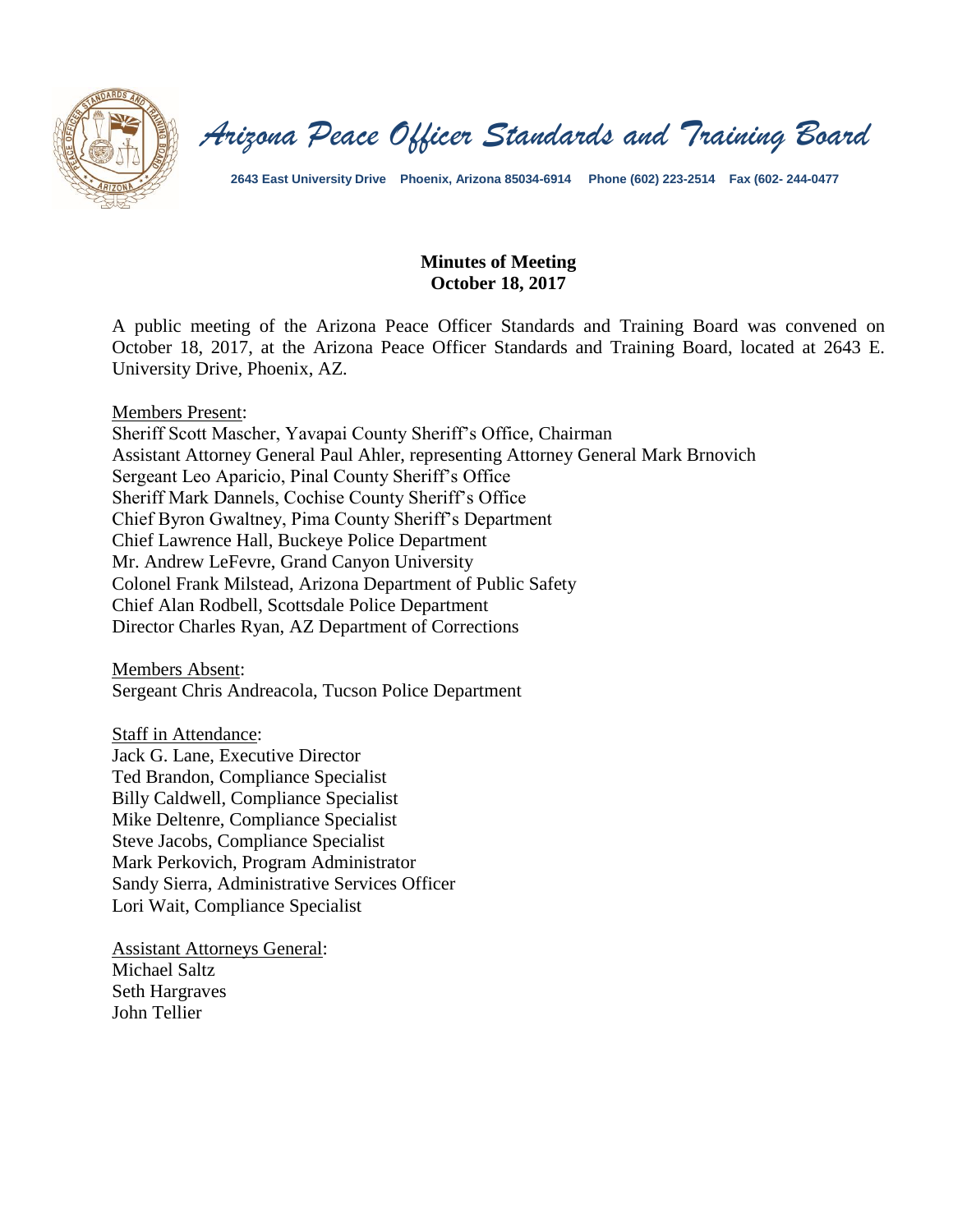# Arizona Peace Officer Standards and Training Board

**2643 East University Drive Phoenix, Arizona 85034-6914 Phone (602) 223-2514 Fax (602- 244-0477**

## Minutes of Meeting
## October 18, 2017

A public meeting of the Arizona Peace Officer Standards and Training Board was convened on October 18, 2017, at the Arizona Peace Officer Standards and Training Board, located at 2643 E. University Drive, Phoenix, AZ.

Members Present:
Sheriff Scott Mascher, Yavapai County Sheriff's Office, Chairman
Assistant Attorney General Paul Ahler, representing Attorney General Mark Brnovich
Sergeant Leo Aparicio, Pinal County Sheriff's Office
Sheriff Mark Dannels, Cochise County Sheriff's Office
Chief Byron Gwaltney, Pima County Sheriff's Department
Chief Lawrence Hall, Buckeye Police Department
Mr. Andrew LeFevre, Grand Canyon University
Colonel Frank Milstead, Arizona Department of Public Safety
Chief Alan Rodbell, Scottsdale Police Department
Director Charles Ryan, AZ Department of Corrections

Members Absent:
Sergeant Chris Andreacola, Tucson Police Department

Staff in Attendance:
Jack G. Lane, Executive Director
Ted Brandon, Compliance Specialist
Billy Caldwell, Compliance Specialist
Mike Deltenre, Compliance Specialist
Steve Jacobs, Compliance Specialist
Mark Perkovich, Program Administrator
Sandy Sierra, Administrative Services Officer
Lori Wait, Compliance Specialist

Assistant Attorneys General:
Michael Saltz
Seth Hargraves
John Tellier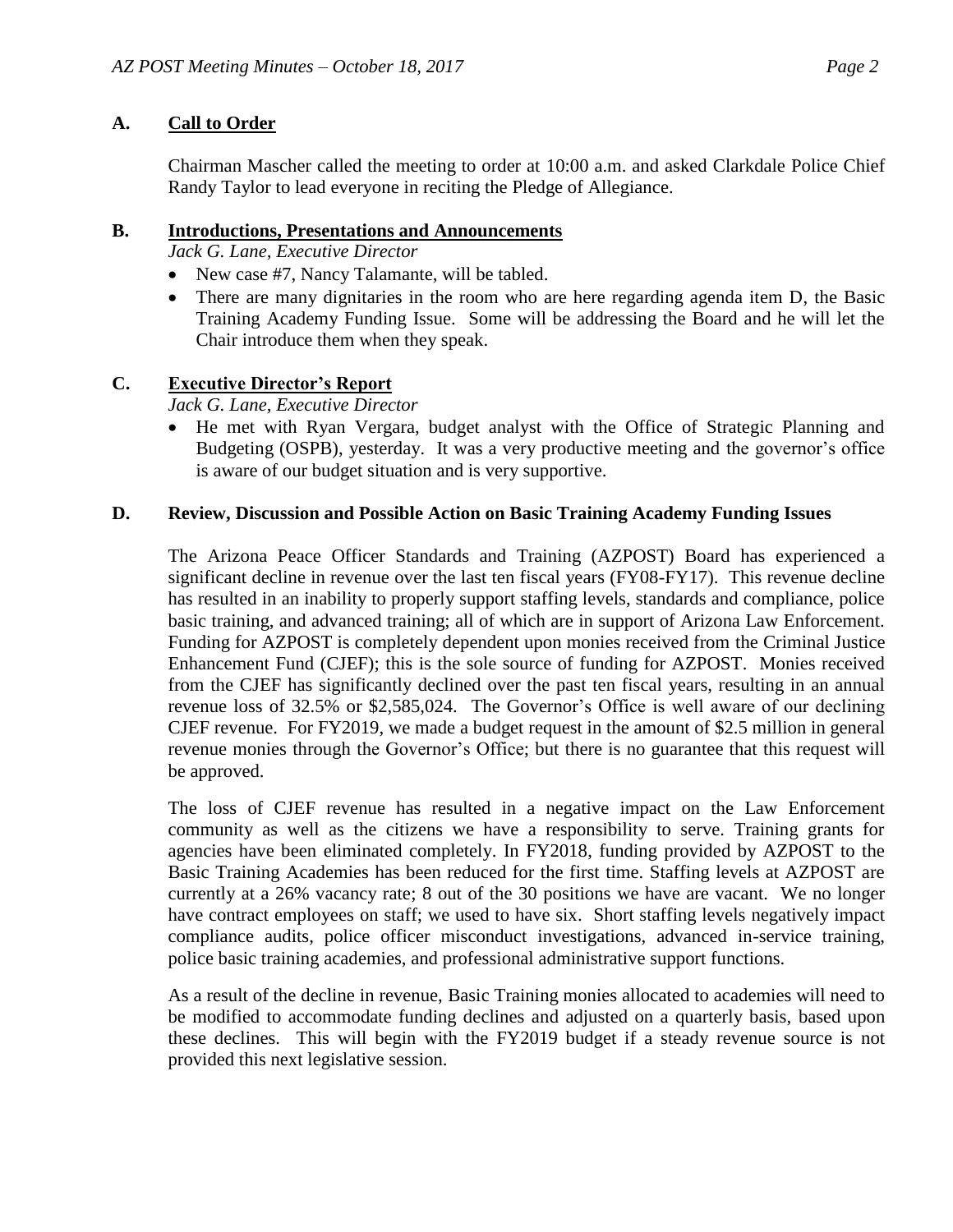## A. Call to Order

Chairman Mascher called the meeting to order at 10:00 a.m. and asked Clarkdale Police Chief Randy Taylor to lead everyone in reciting the Pledge of Allegiance.

## B. Introductions, Presentations and Announcements

*Jack G. Lane, Executive Director*

- New case #7, Nancy Talamante, will be tabled.
- There are many dignitaries in the room who are here regarding agenda item D, the Basic Training Academy Funding Issue. Some will be addressing the Board and he will let the Chair introduce them when they speak.

## C. Executive Director's Report

*Jack G. Lane, Executive Director*

- He met with Ryan Vergara, budget analyst with the Office of Strategic Planning and Budgeting (OSPB), yesterday. It was a very productive meeting and the governor's office is aware of our budget situation and is very supportive.

## D. Review, Discussion and Possible Action on Basic Training Academy Funding Issues

The Arizona Peace Officer Standards and Training (AZPOST) Board has experienced a significant decline in revenue over the last ten fiscal years (FY08-FY17). This revenue decline has resulted in an inability to properly support staffing levels, standards and compliance, police basic training, and advanced training; all of which are in support of Arizona Law Enforcement. Funding for AZPOST is completely dependent upon monies received from the Criminal Justice Enhancement Fund (CJEF); this is the sole source of funding for AZPOST. Monies received from the CJEF has significantly declined over the past ten fiscal years, resulting in an annual revenue loss of 32.5% or $2,585,024. The Governor's Office is well aware of our declining CJEF revenue. For FY2019, we made a budget request in the amount of $2.5 million in general revenue monies through the Governor's Office; but there is no guarantee that this request will be approved.

The loss of CJEF revenue has resulted in a negative impact on the Law Enforcement community as well as the citizens we have a responsibility to serve. Training grants for agencies have been eliminated completely. In FY2018, funding provided by AZPOST to the Basic Training Academies has been reduced for the first time. Staffing levels at AZPOST are currently at a 26% vacancy rate; 8 out of the 30 positions we have are vacant. We no longer have contract employees on staff; we used to have six. Short staffing levels negatively impact compliance audits, police officer misconduct investigations, advanced in-service training, police basic training academies, and professional administrative support functions.

As a result of the decline in revenue, Basic Training monies allocated to academies will need to be modified to accommodate funding declines and adjusted on a quarterly basis, based upon these declines. This will begin with the FY2019 budget if a steady revenue source is not provided this next legislative session.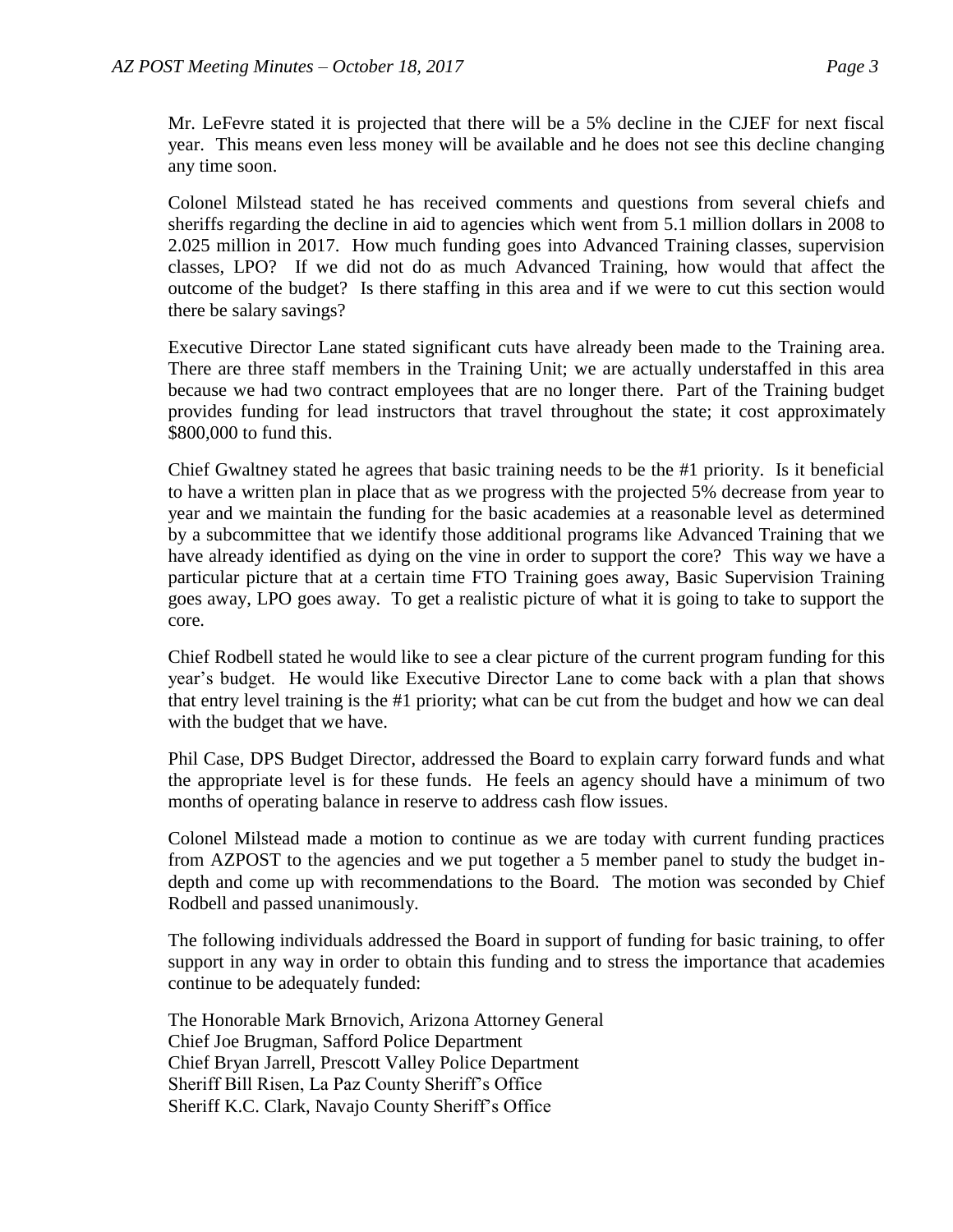Mr. LeFevre stated it is projected that there will be a 5% decline in the CJEF for next fiscal year. This means even less money will be available and he does not see this decline changing any time soon.

Colonel Milstead stated he has received comments and questions from several chiefs and sheriffs regarding the decline in aid to agencies which went from 5.1 million dollars in 2008 to 2.025 million in 2017. How much funding goes into Advanced Training classes, supervision classes, LPO? If we did not do as much Advanced Training, how would that affect the outcome of the budget? Is there staffing in this area and if we were to cut this section would there be salary savings?

Executive Director Lane stated significant cuts have already been made to the Training area. There are three staff members in the Training Unit; we are actually understaffed in this area because we had two contract employees that are no longer there. Part of the Training budget provides funding for lead instructors that travel throughout the state; it cost approximately $800,000 to fund this.

Chief Gwaltney stated he agrees that basic training needs to be the #1 priority. Is it beneficial to have a written plan in place that as we progress with the projected 5% decrease from year to year and we maintain the funding for the basic academies at a reasonable level as determined by a subcommittee that we identify those additional programs like Advanced Training that we have already identified as dying on the vine in order to support the core? This way we have a particular picture that at a certain time FTO Training goes away, Basic Supervision Training goes away, LPO goes away. To get a realistic picture of what it is going to take to support the core.

Chief Rodbell stated he would like to see a clear picture of the current program funding for this year's budget. He would like Executive Director Lane to come back with a plan that shows that entry level training is the #1 priority; what can be cut from the budget and how we can deal with the budget that we have.

Phil Case, DPS Budget Director, addressed the Board to explain carry forward funds and what the appropriate level is for these funds. He feels an agency should have a minimum of two months of operating balance in reserve to address cash flow issues.

Colonel Milstead made a motion to continue as we are today with current funding practices from AZPOST to the agencies and we put together a 5 member panel to study the budget in-depth and come up with recommendations to the Board. The motion was seconded by Chief Rodbell and passed unanimously.

The following individuals addressed the Board in support of funding for basic training, to offer support in any way in order to obtain this funding and to stress the importance that academies continue to be adequately funded:

The Honorable Mark Brnovich, Arizona Attorney General  
Chief Joe Brugman, Safford Police Department  
Chief Bryan Jarrell, Prescott Valley Police Department  
Sheriff Bill Risen, La Paz County Sheriff's Office  
Sheriff K.C. Clark, Navajo County Sheriff's Office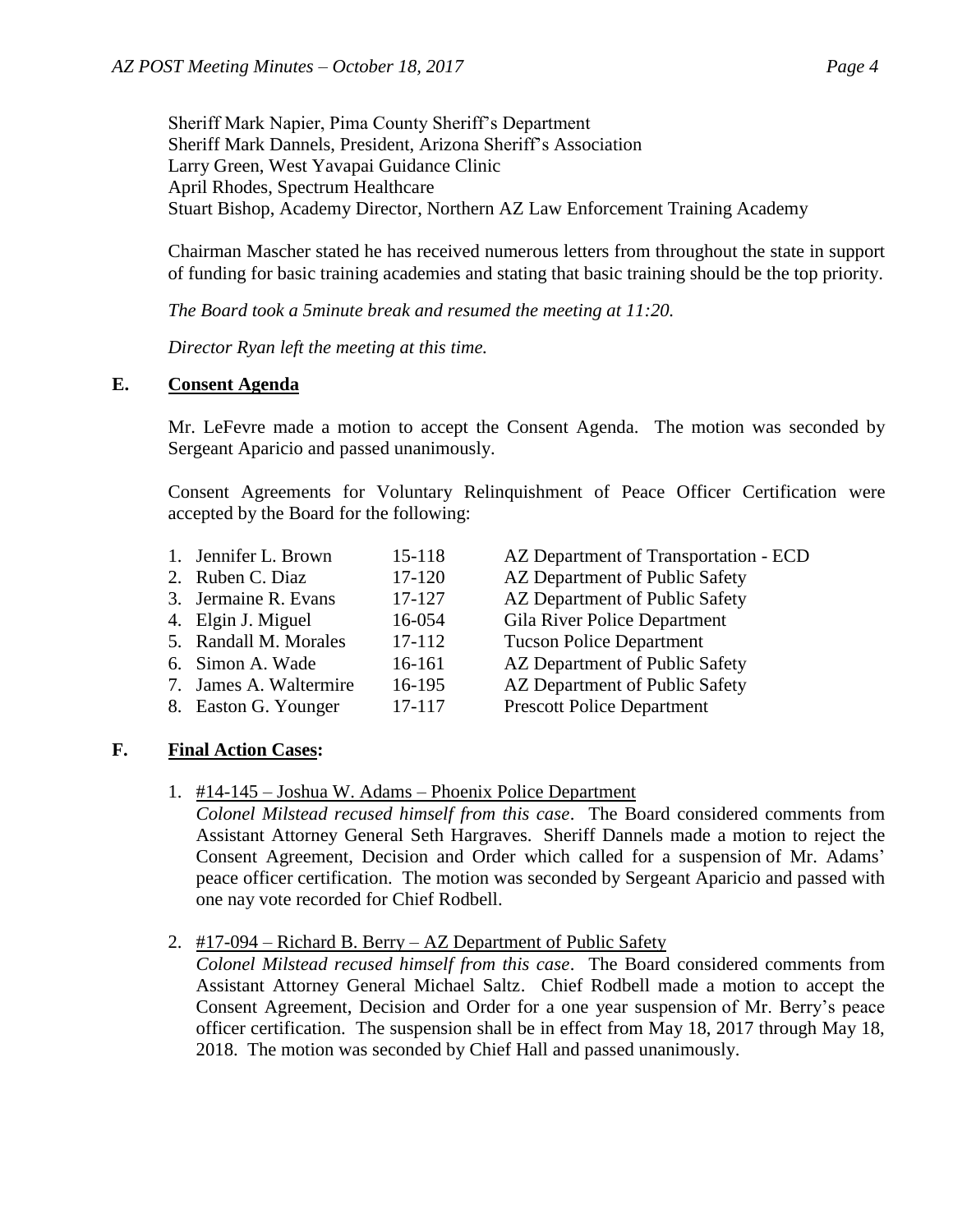Sheriff Mark Napier, Pima County Sheriff's Department
Sheriff Mark Dannels, President, Arizona Sheriff's Association
Larry Green, West Yavapai Guidance Clinic
April Rhodes, Spectrum Healthcare
Stuart Bishop, Academy Director, Northern AZ Law Enforcement Training Academy

Chairman Mascher stated he has received numerous letters from throughout the state in support of funding for basic training academies and stating that basic training should be the top priority.

*The Board took a 5minute break and resumed the meeting at 11:20.*

*Director Ryan left the meeting at this time.*

## E. Consent Agenda

Mr. LeFevre made a motion to accept the Consent Agenda. The motion was seconded by Sergeant Aparicio and passed unanimously.

Consent Agreements for Voluntary Relinquishment of Peace Officer Certification were accepted by the Board for the following:

| | Name | Case | Agency |
|---|---|---|---|
| 1. | Jennifer L. Brown | 15-118 | AZ Department of Transportation - ECD |
| 2. | Ruben C. Diaz | 17-120 | AZ Department of Public Safety |
| 3. | Jermaine R. Evans | 17-127 | AZ Department of Public Safety |
| 4. | Elgin J. Miguel | 16-054 | Gila River Police Department |
| 5. | Randall M. Morales | 17-112 | Tucson Police Department |
| 6. | Simon A. Wade | 16-161 | AZ Department of Public Safety |
| 7. | James A. Waltermire | 16-195 | AZ Department of Public Safety |
| 8. | Easton G. Younger | 17-117 | Prescott Police Department |

## F. Final Action Cases:

1. #14-145 – Joshua W. Adams – Phoenix Police Department
   *Colonel Milstead recused himself from this case*. The Board considered comments from Assistant Attorney General Seth Hargraves. Sheriff Dannels made a motion to reject the Consent Agreement, Decision and Order which called for a suspension of Mr. Adams' peace officer certification. The motion was seconded by Sergeant Aparicio and passed with one nay vote recorded for Chief Rodbell.

2. #17-094 – Richard B. Berry – AZ Department of Public Safety
   *Colonel Milstead recused himself from this case*. The Board considered comments from Assistant Attorney General Michael Saltz. Chief Rodbell made a motion to accept the Consent Agreement, Decision and Order for a one year suspension of Mr. Berry's peace officer certification. The suspension shall be in effect from May 18, 2017 through May 18, 2018. The motion was seconded by Chief Hall and passed unanimously.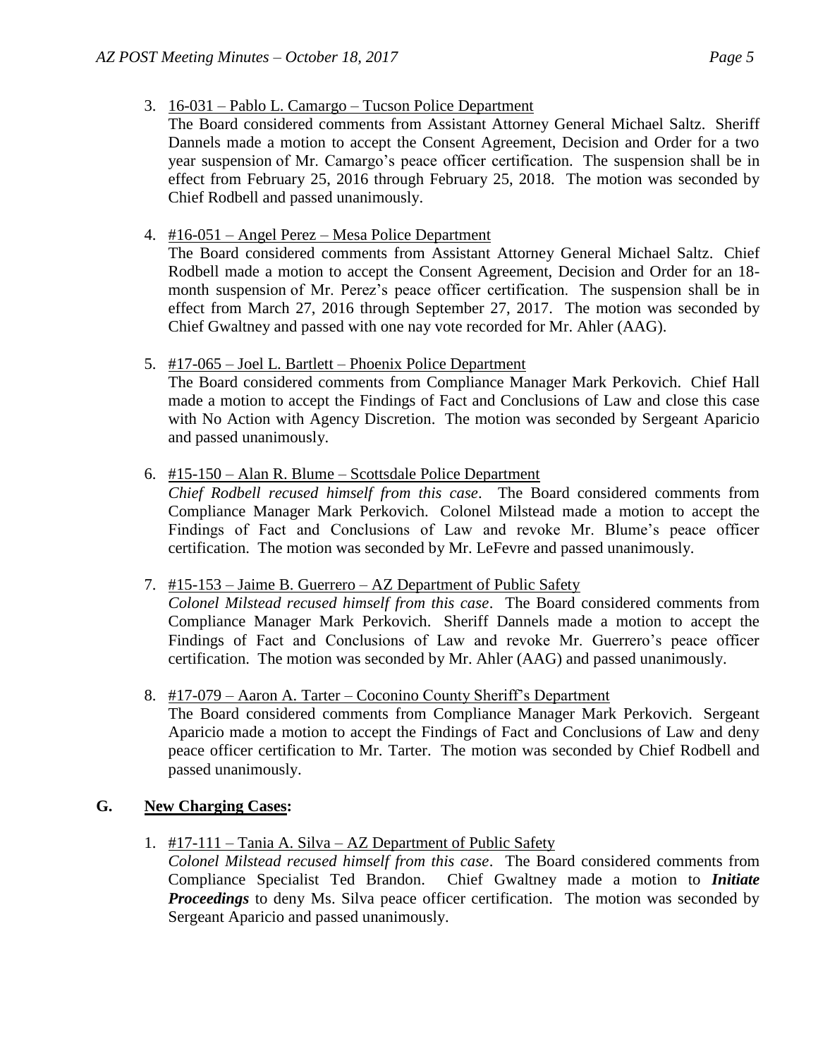3. <u>16-031 – Pablo L. Camargo – Tucson Police Department</u>
   The Board considered comments from Assistant Attorney General Michael Saltz. Sheriff Dannels made a motion to accept the Consent Agreement, Decision and Order for a two year suspension of Mr. Camargo's peace officer certification. The suspension shall be in effect from February 25, 2016 through February 25, 2018. The motion was seconded by Chief Rodbell and passed unanimously.

4. <u>#16-051 – Angel Perez – Mesa Police Department</u>
   The Board considered comments from Assistant Attorney General Michael Saltz. Chief Rodbell made a motion to accept the Consent Agreement, Decision and Order for an 18-month suspension of Mr. Perez's peace officer certification. The suspension shall be in effect from March 27, 2016 through September 27, 2017. The motion was seconded by Chief Gwaltney and passed with one nay vote recorded for Mr. Ahler (AAG).

5. <u>#17-065 – Joel L. Bartlett – Phoenix Police Department</u>
   The Board considered comments from Compliance Manager Mark Perkovich. Chief Hall made a motion to accept the Findings of Fact and Conclusions of Law and close this case with No Action with Agency Discretion. The motion was seconded by Sergeant Aparicio and passed unanimously.

6. <u>#15-150 – Alan R. Blume – Scottsdale Police Department</u>
   *Chief Rodbell recused himself from this case*. The Board considered comments from Compliance Manager Mark Perkovich. Colonel Milstead made a motion to accept the Findings of Fact and Conclusions of Law and revoke Mr. Blume's peace officer certification. The motion was seconded by Mr. LeFevre and passed unanimously.

7. <u>#15-153 – Jaime B. Guerrero – AZ Department of Public Safety</u>
   *Colonel Milstead recused himself from this case*. The Board considered comments from Compliance Manager Mark Perkovich. Sheriff Dannels made a motion to accept the Findings of Fact and Conclusions of Law and revoke Mr. Guerrero's peace officer certification. The motion was seconded by Mr. Ahler (AAG) and passed unanimously.

8. <u>#17-079 – Aaron A. Tarter – Coconino County Sheriff's Department</u>
   The Board considered comments from Compliance Manager Mark Perkovich. Sergeant Aparicio made a motion to accept the Findings of Fact and Conclusions of Law and deny peace officer certification to Mr. Tarter. The motion was seconded by Chief Rodbell and passed unanimously.

## G. <u>New Charging Cases:</u>

1. <u>#17-111 – Tania A. Silva – AZ Department of Public Safety</u>
   *Colonel Milstead recused himself from this case*. The Board considered comments from Compliance Specialist Ted Brandon. Chief Gwaltney made a motion to ***Initiate Proceedings*** to deny Ms. Silva peace officer certification. The motion was seconded by Sergeant Aparicio and passed unanimously.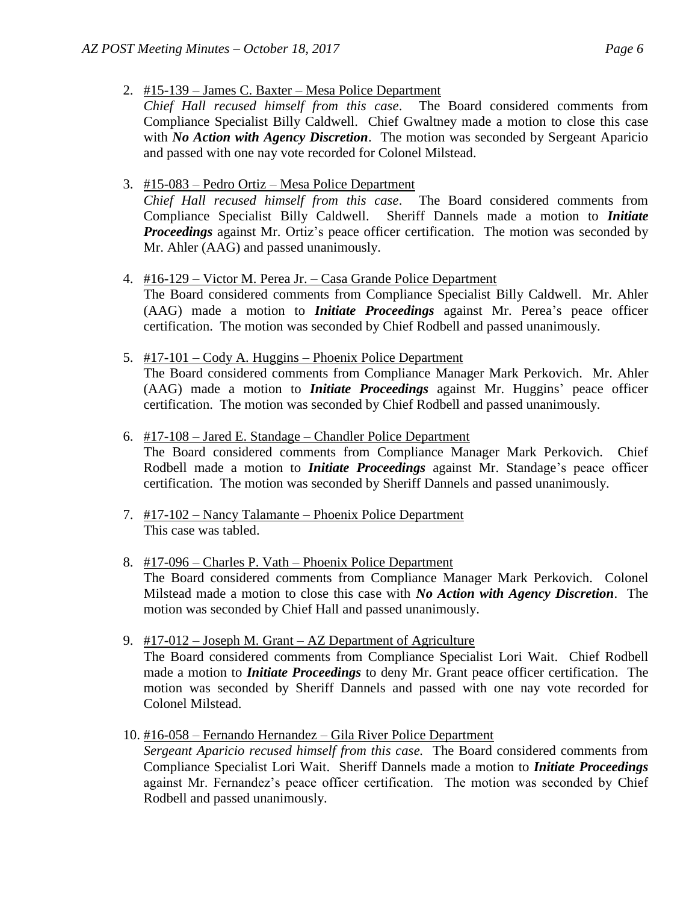2. #15-139 – James C. Baxter – Mesa Police Department
   *Chief Hall recused himself from this case*. The Board considered comments from Compliance Specialist Billy Caldwell. Chief Gwaltney made a motion to close this case with ***No Action with Agency Discretion***. The motion was seconded by Sergeant Aparicio and passed with one nay vote recorded for Colonel Milstead.

3. #15-083 – Pedro Ortiz – Mesa Police Department
   *Chief Hall recused himself from this case*. The Board considered comments from Compliance Specialist Billy Caldwell. Sheriff Dannels made a motion to ***Initiate Proceedings*** against Mr. Ortiz's peace officer certification. The motion was seconded by Mr. Ahler (AAG) and passed unanimously.

4. #16-129 – Victor M. Perea Jr. – Casa Grande Police Department
   The Board considered comments from Compliance Specialist Billy Caldwell. Mr. Ahler (AAG) made a motion to ***Initiate Proceedings*** against Mr. Perea's peace officer certification. The motion was seconded by Chief Rodbell and passed unanimously.

5. #17-101 – Cody A. Huggins – Phoenix Police Department
   The Board considered comments from Compliance Manager Mark Perkovich. Mr. Ahler (AAG) made a motion to ***Initiate Proceedings*** against Mr. Huggins' peace officer certification. The motion was seconded by Chief Rodbell and passed unanimously.

6. #17-108 – Jared E. Standage – Chandler Police Department
   The Board considered comments from Compliance Manager Mark Perkovich. Chief Rodbell made a motion to ***Initiate Proceedings*** against Mr. Standage's peace officer certification. The motion was seconded by Sheriff Dannels and passed unanimously.

7. #17-102 – Nancy Talamante – Phoenix Police Department
   This case was tabled.

8. #17-096 – Charles P. Vath – Phoenix Police Department
   The Board considered comments from Compliance Manager Mark Perkovich. Colonel Milstead made a motion to close this case with ***No Action with Agency Discretion***. The motion was seconded by Chief Hall and passed unanimously.

9. #17-012 – Joseph M. Grant – AZ Department of Agriculture
   The Board considered comments from Compliance Specialist Lori Wait. Chief Rodbell made a motion to ***Initiate Proceedings*** to deny Mr. Grant peace officer certification. The motion was seconded by Sheriff Dannels and passed with one nay vote recorded for Colonel Milstead.

10. #16-058 – Fernando Hernandez – Gila River Police Department
    *Sergeant Aparicio recused himself from this case.* The Board considered comments from Compliance Specialist Lori Wait. Sheriff Dannels made a motion to ***Initiate Proceedings*** against Mr. Fernandez's peace officer certification. The motion was seconded by Chief Rodbell and passed unanimously.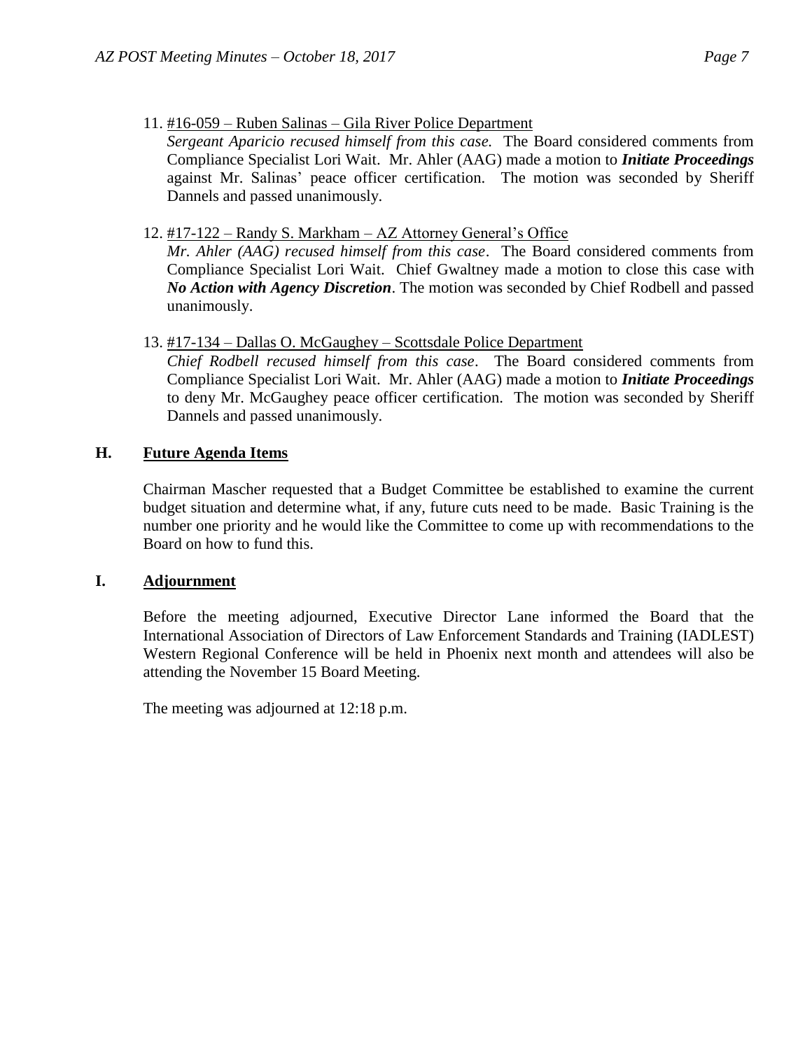11. <u>#16-059 – Ruben Salinas – Gila River Police Department</u>
    *Sergeant Aparicio recused himself from this case.* The Board considered comments from Compliance Specialist Lori Wait. Mr. Ahler (AAG) made a motion to ***Initiate Proceedings*** against Mr. Salinas' peace officer certification. The motion was seconded by Sheriff Dannels and passed unanimously.

12. <u>#17-122 – Randy S. Markham – AZ Attorney General's Office</u>
    *Mr. Ahler (AAG) recused himself from this case*. The Board considered comments from Compliance Specialist Lori Wait. Chief Gwaltney made a motion to close this case with ***No Action with Agency Discretion***. The motion was seconded by Chief Rodbell and passed unanimously.

13. <u>#17-134 – Dallas O. McGaughey – Scottsdale Police Department</u>
    *Chief Rodbell recused himself from this case*. The Board considered comments from Compliance Specialist Lori Wait. Mr. Ahler (AAG) made a motion to ***Initiate Proceedings*** to deny Mr. McGaughey peace officer certification. The motion was seconded by Sheriff Dannels and passed unanimously.

## H. Future Agenda Items

Chairman Mascher requested that a Budget Committee be established to examine the current budget situation and determine what, if any, future cuts need to be made. Basic Training is the number one priority and he would like the Committee to come up with recommendations to the Board on how to fund this.

## I. Adjournment

Before the meeting adjourned, Executive Director Lane informed the Board that the International Association of Directors of Law Enforcement Standards and Training (IADLEST) Western Regional Conference will be held in Phoenix next month and attendees will also be attending the November 15 Board Meeting.

The meeting was adjourned at 12:18 p.m.